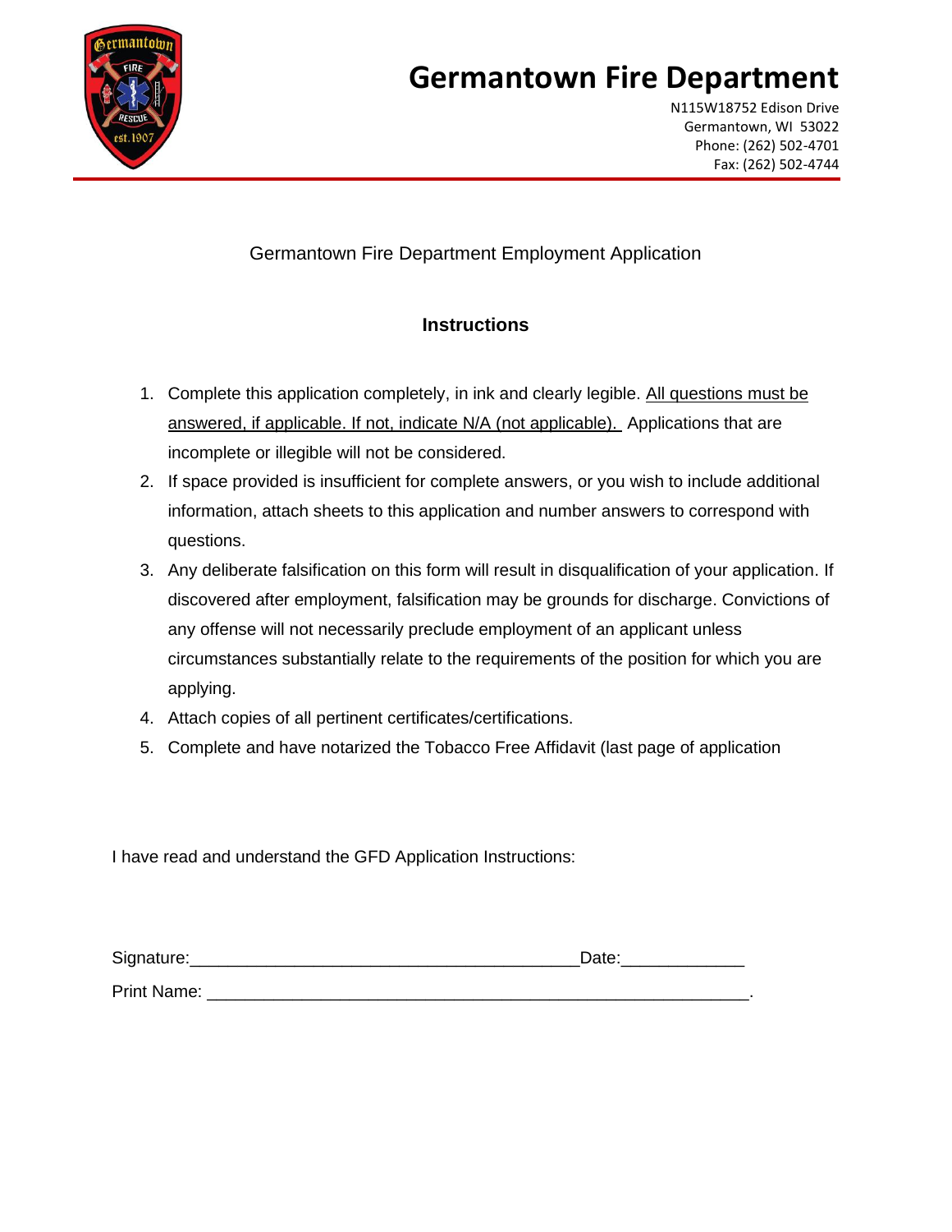# Germantown Fire Department

N115W18752 Edison Drive
Germantown, WI 53022
Phone: (262) 502-4701
Fax: (262) 502-4744

Germantown Fire Department Employment Application

## Instructions

1. Complete this application completely, in ink and clearly legible. <u>All questions must be answered, if applicable. If not, indicate N/A (not applicable).</u> Applications that are incomplete or illegible will not be considered.
2. If space provided is insufficient for complete answers, or you wish to include additional information, attach sheets to this application and number answers to correspond with questions.
3. Any deliberate falsification on this form will result in disqualification of your application. If discovered after employment, falsification may be grounds for discharge. Convictions of any offense will not necessarily preclude employment of an applicant unless circumstances substantially relate to the requirements of the position for which you are applying.
4. Attach copies of all pertinent certificates/certifications.
5. Complete and have notarized the Tobacco Free Affidavit (last page of application

I have read and understand the GFD Application Instructions:

Signature:_________________________________________Date:_____________

Print Name: __________________________________________________________.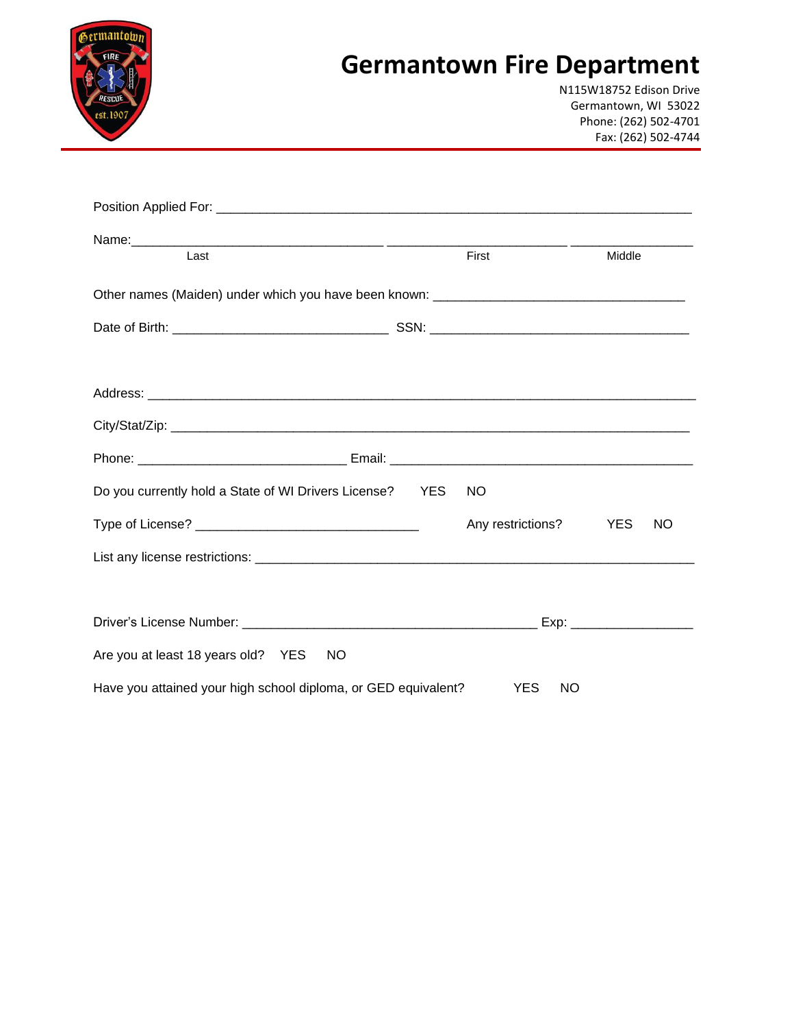# Germantown Fire Department

N115W18752 Edison Drive
Germantown, WI 53022
Phone: (262) 502-4701
Fax: (262) 502-4744

Position Applied For: ___________________________________________________________________

Name:___________________________________ ________________________ ________________
Last First Middle

Other names (Maiden) under which you have been known: __________________________________

Date of Birth: _____________________________ SSN: ___________________________________

Address: ______________________________________________________________________

City/Stat/Zip: ___________________________________________________________________

Phone: ____________________________ Email: __________________________________________

Do you currently hold a State of WI Drivers License? YES NO

Type of License? ______________________________ Any restrictions? YES NO

List any license restrictions: ________________________________________________________

Driver's License Number: ________________________________________ Exp: ________________

Are you at least 18 years old? YES NO

Have you attained your high school diploma, or GED equivalent? YES NO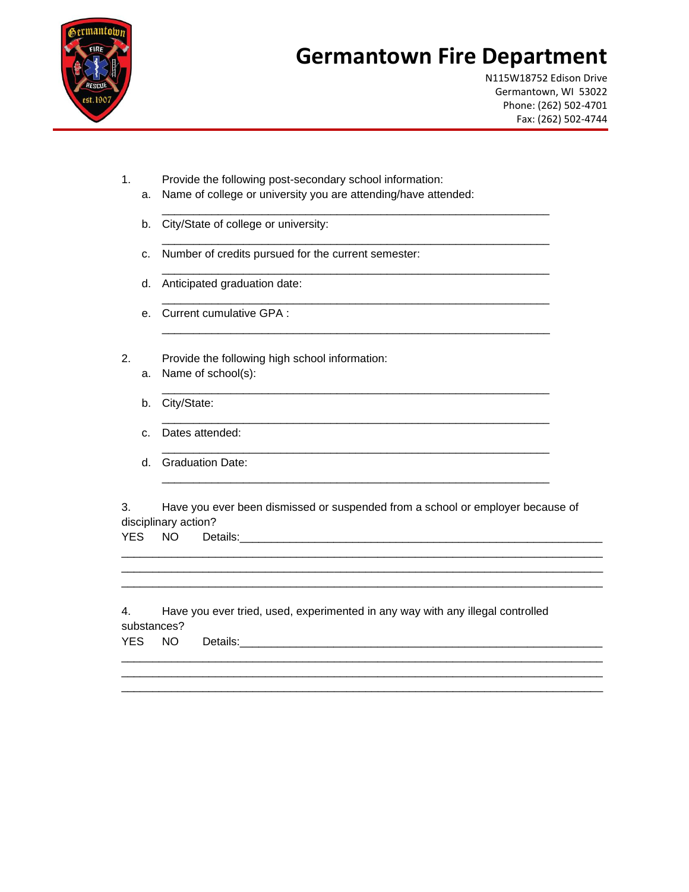# Germantown Fire Department

N115W18752 Edison Drive
Germantown, WI 53022
Phone: (262) 502-4701
Fax: (262) 502-4744

1. Provide the following post-secondary school information:
   a. Name of college or university you are attending/have attended:

      ____________________________________________________________

   b. City/State of college or university:

      ____________________________________________________________

   c. Number of credits pursued for the current semester:

      ____________________________________________________________

   d. Anticipated graduation date:

      ____________________________________________________________

   e. Current cumulative GPA :

      ____________________________________________________________

2. Provide the following high school information:
   a. Name of school(s):

      ____________________________________________________________

   b. City/State:

      ____________________________________________________________

   c. Dates attended:

      ____________________________________________________________

   d. Graduation Date:

      ____________________________________________________________

3. Have you ever been dismissed or suspended from a school or employer because of disciplinary action?

YES NO Details:____________________________________________________________

__________________________________________________________________________

__________________________________________________________________________

__________________________________________________________________________

4. Have you ever tried, used, experimented in any way with any illegal controlled substances?

YES NO Details:____________________________________________________________

__________________________________________________________________________

__________________________________________________________________________

__________________________________________________________________________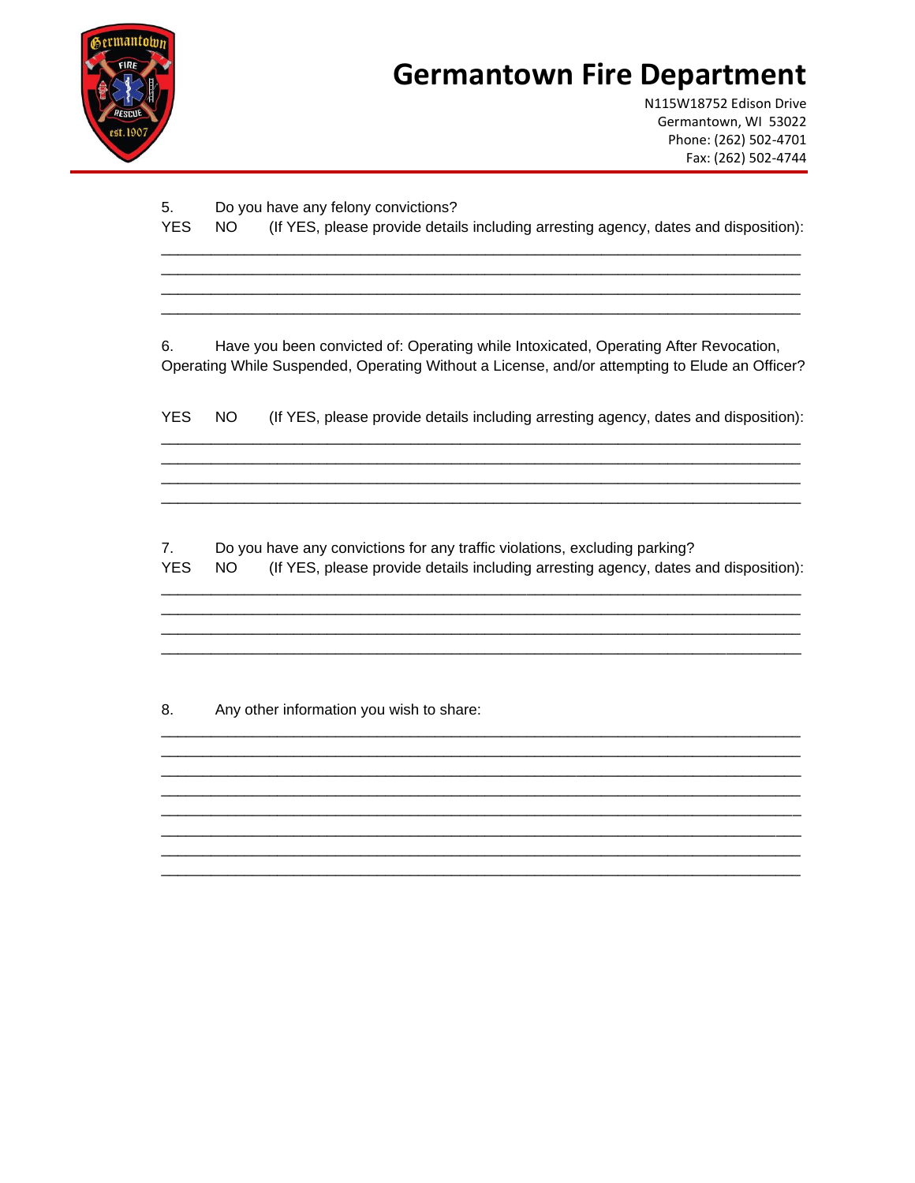# Germantown Fire Department

N115W18752 Edison Drive
Germantown, WI 53022
Phone: (262) 502-4701
Fax: (262) 502-4744

5. Do you have any felony convictions?

YES NO (If YES, please provide details including arresting agency, dates and disposition):

______________________________________________________________________________
______________________________________________________________________________
______________________________________________________________________________
______________________________________________________________________________

6. Have you been convicted of: Operating while Intoxicated, Operating After Revocation, Operating While Suspended, Operating Without a License, and/or attempting to Elude an Officer?

YES NO (If YES, please provide details including arresting agency, dates and disposition):

______________________________________________________________________________
______________________________________________________________________________
______________________________________________________________________________
______________________________________________________________________________

7. Do you have any convictions for any traffic violations, excluding parking?

YES NO (If YES, please provide details including arresting agency, dates and disposition):

______________________________________________________________________________
______________________________________________________________________________
______________________________________________________________________________
______________________________________________________________________________

8. Any other information you wish to share:

______________________________________________________________________________
______________________________________________________________________________
______________________________________________________________________________
______________________________________________________________________________
______________________________________________________________________________
______________________________________________________________________________
______________________________________________________________________________
______________________________________________________________________________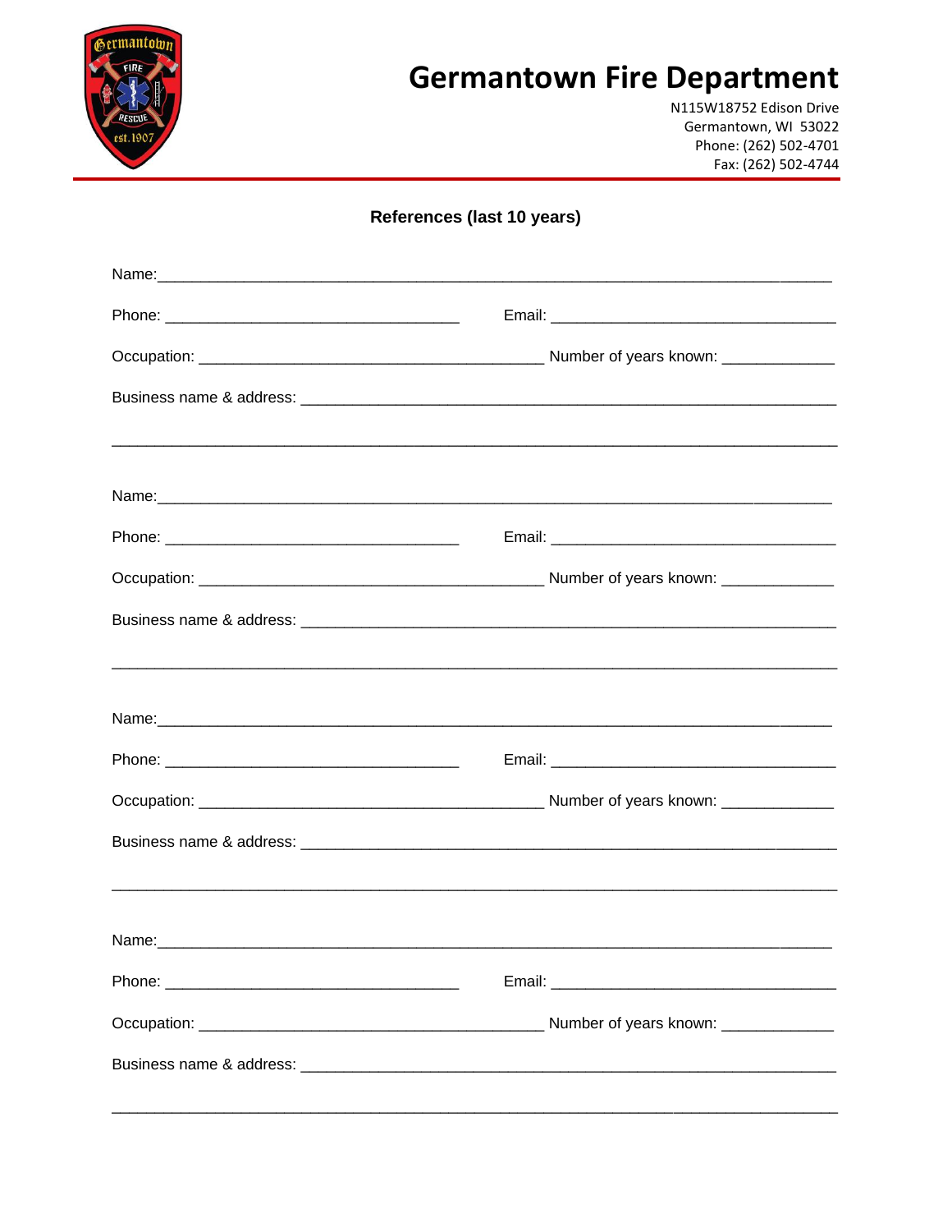# Germantown Fire Department

N115W18752 Edison Drive
Germantown, WI 53022
Phone: (262) 502-4701
Fax: (262) 502-4744

## References (last 10 years)

Name:___________________________________________________________________________

Phone: _________________________________ Email: _______________________________

Occupation: _______________________________________ Number of years known: _____________

Business name & address: __________________________________________________________

________________________________________________________________________________

Name:___________________________________________________________________________

Phone: _________________________________ Email: _______________________________

Occupation: _______________________________________ Number of years known: _____________

Business name & address: __________________________________________________________

________________________________________________________________________________

Name:___________________________________________________________________________

Phone: _________________________________ Email: _______________________________

Occupation: _______________________________________ Number of years known: _____________

Business name & address: __________________________________________________________

________________________________________________________________________________

Name:___________________________________________________________________________

Phone: _________________________________ Email: _______________________________

Occupation: _______________________________________ Number of years known: _____________

Business name & address: __________________________________________________________

________________________________________________________________________________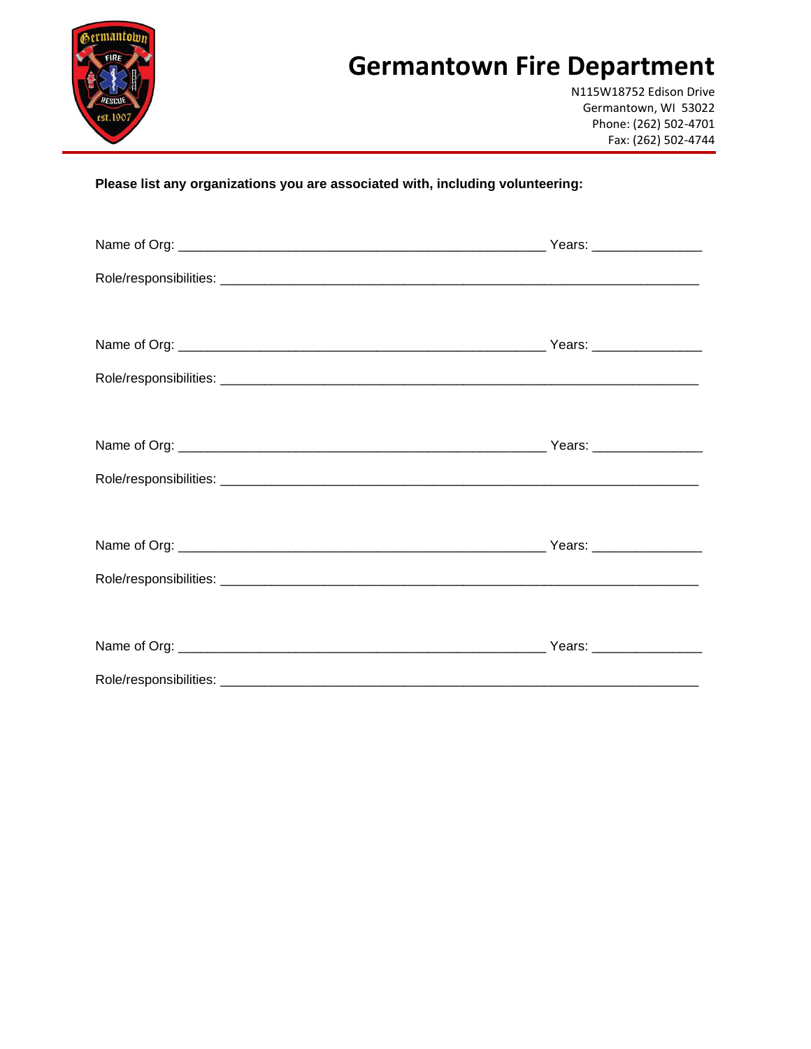# Germantown Fire Department

N115W18752 Edison Drive
Germantown, WI 53022
Phone: (262) 502-4701
Fax: (262) 502-4744

**Please list any organizations you are associated with, including volunteering:**

Name of Org: ______________________________________________ Years: ______________

Role/responsibilities: ____________________________________________________________

Name of Org: ______________________________________________ Years: ______________

Role/responsibilities: ____________________________________________________________

Name of Org: ______________________________________________ Years: ______________

Role/responsibilities: ____________________________________________________________

Name of Org: ______________________________________________ Years: ______________

Role/responsibilities: ____________________________________________________________

Name of Org: ______________________________________________ Years: ______________

Role/responsibilities: ____________________________________________________________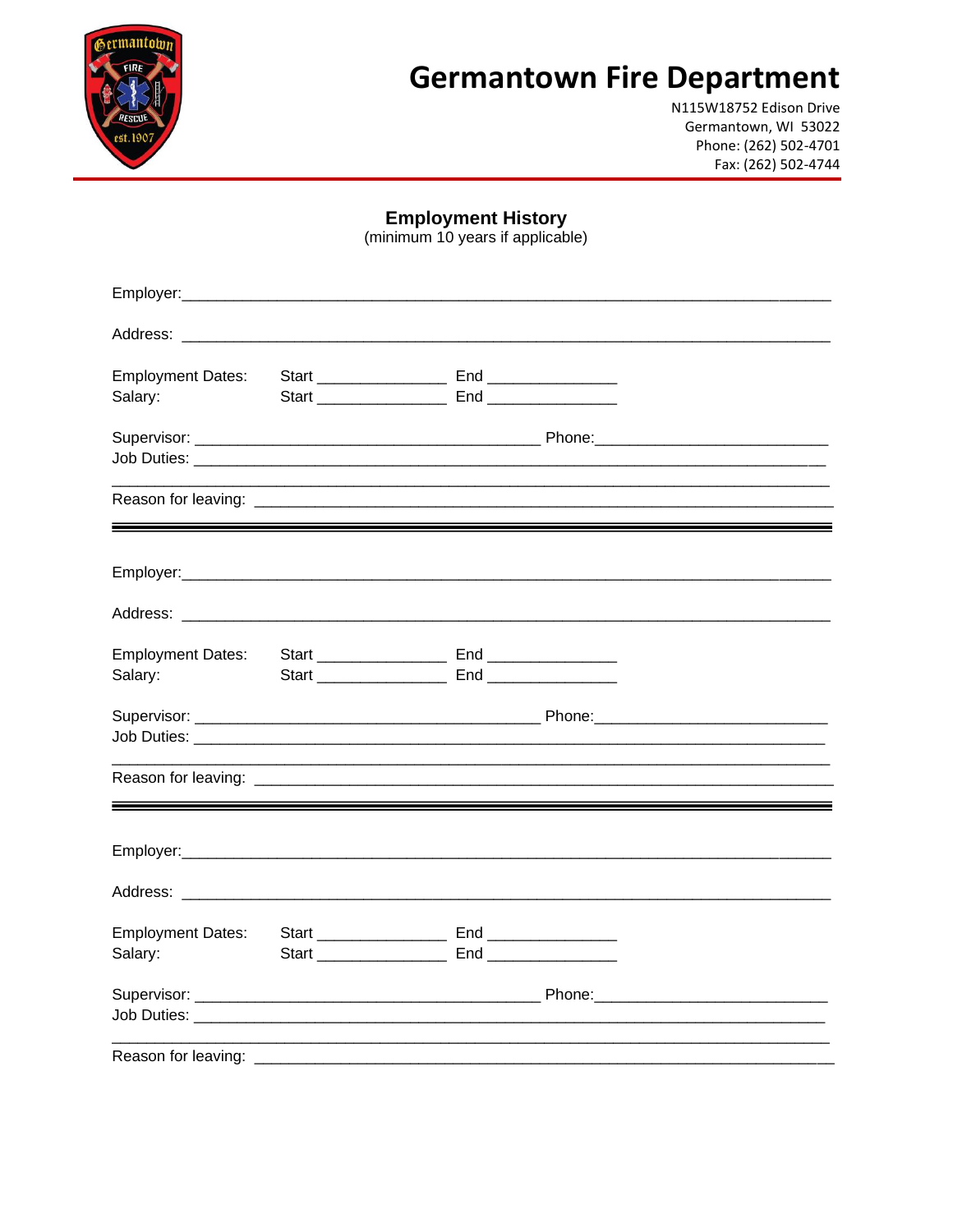# Germantown Fire Department

N115W18752 Edison Drive
Germantown, WI 53022
Phone: (262) 502-4701
Fax: (262) 502-4744

## Employment History

(minimum 10 years if applicable)

Employer:______________________________________________________________________

Address: ______________________________________________________________________

Employment Dates: Start _______________ End _______________
Salary: Start _______________ End _______________

Supervisor: ________________________________________ Phone:___________________________
Job Duties: ____________________________________________________________________________
________________________________________________________________________________________
Reason for leaving: _____________________________________________________________________

---

Employer:______________________________________________________________________

Address: ______________________________________________________________________

Employment Dates: Start _______________ End _______________
Salary: Start _______________ End _______________

Supervisor: ________________________________________ Phone:___________________________
Job Duties: ____________________________________________________________________________
________________________________________________________________________________________
Reason for leaving: _____________________________________________________________________

---

Employer:______________________________________________________________________

Address: ______________________________________________________________________

Employment Dates: Start _______________ End _______________
Salary: Start _______________ End _______________

Supervisor: ________________________________________ Phone:___________________________
Job Duties: ____________________________________________________________________________
________________________________________________________________________________________
Reason for leaving: _____________________________________________________________________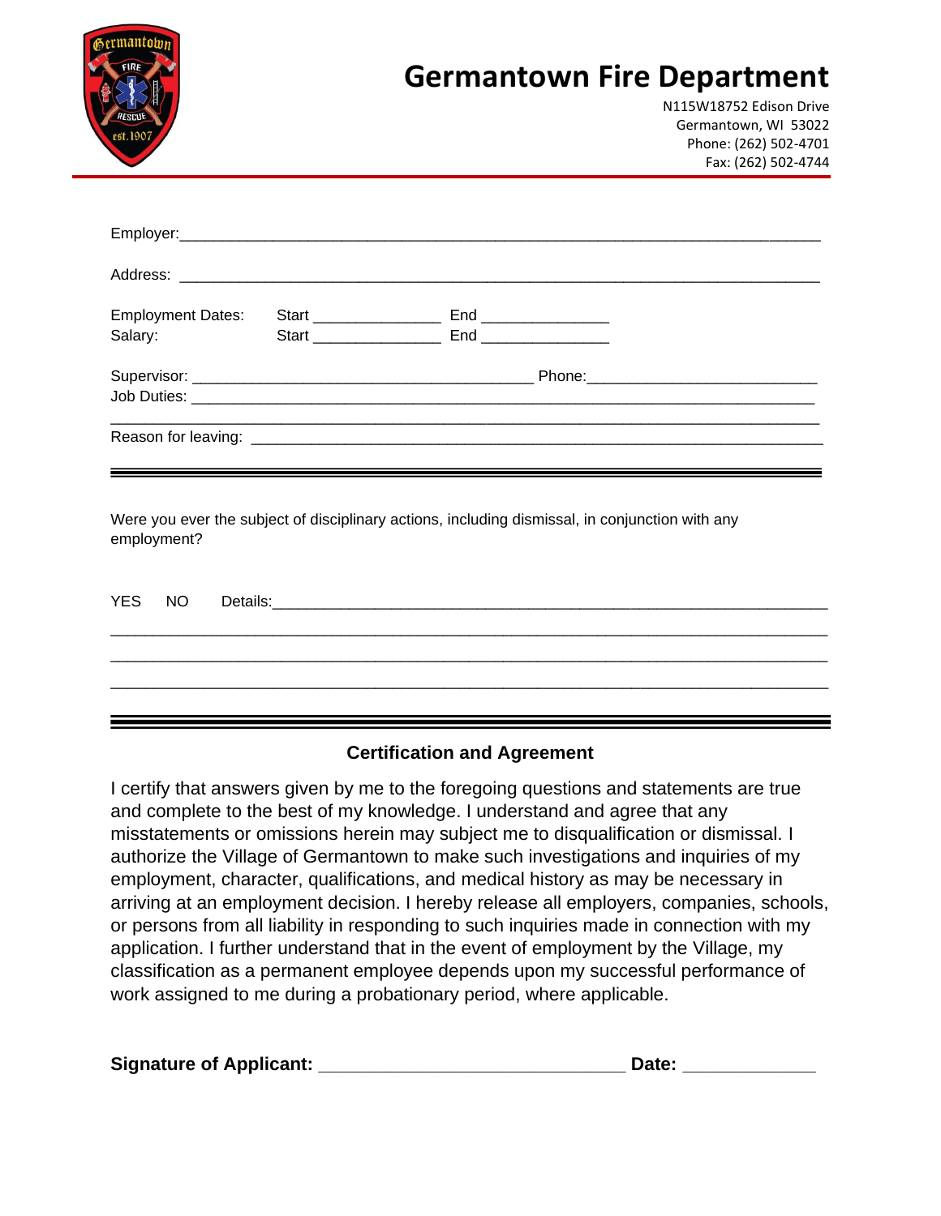# Germantown Fire Department

N115W18752 Edison Drive
Germantown, WI 53022
Phone: (262) 502-4701
Fax: (262) 502-4744

Employer:_______________________________________________________________________

Address: _______________________________________________________________________

Employment Dates: Start _______________ End _______________
Salary: Start _______________ End _______________

Supervisor: ________________________________________ Phone:__________________________
Job Duties: ____________________________________________________________________
________________________________________________________________________________

Reason for leaving: ______________________________________________________________

---

Were you ever the subject of disciplinary actions, including dismissal, in conjunction with any employment?

YES NO Details:_________________________________________________________________
________________________________________________________________________________
________________________________________________________________________________
________________________________________________________________________________

---

### Certification and Agreement

I certify that answers given by me to the foregoing questions and statements are true and complete to the best of my knowledge. I understand and agree that any misstatements or omissions herein may subject me to disqualification or dismissal. I authorize the Village of Germantown to make such investigations and inquiries of my employment, character, qualifications, and medical history as may be necessary in arriving at an employment decision. I hereby release all employers, companies, schools, or persons from all liability in responding to such inquiries made in connection with my application. I further understand that in the event of employment by the Village, my classification as a permanent employee depends upon my successful performance of work assigned to me during a probationary period, where applicable.

**Signature of Applicant:** ______________________________ **Date:** _____________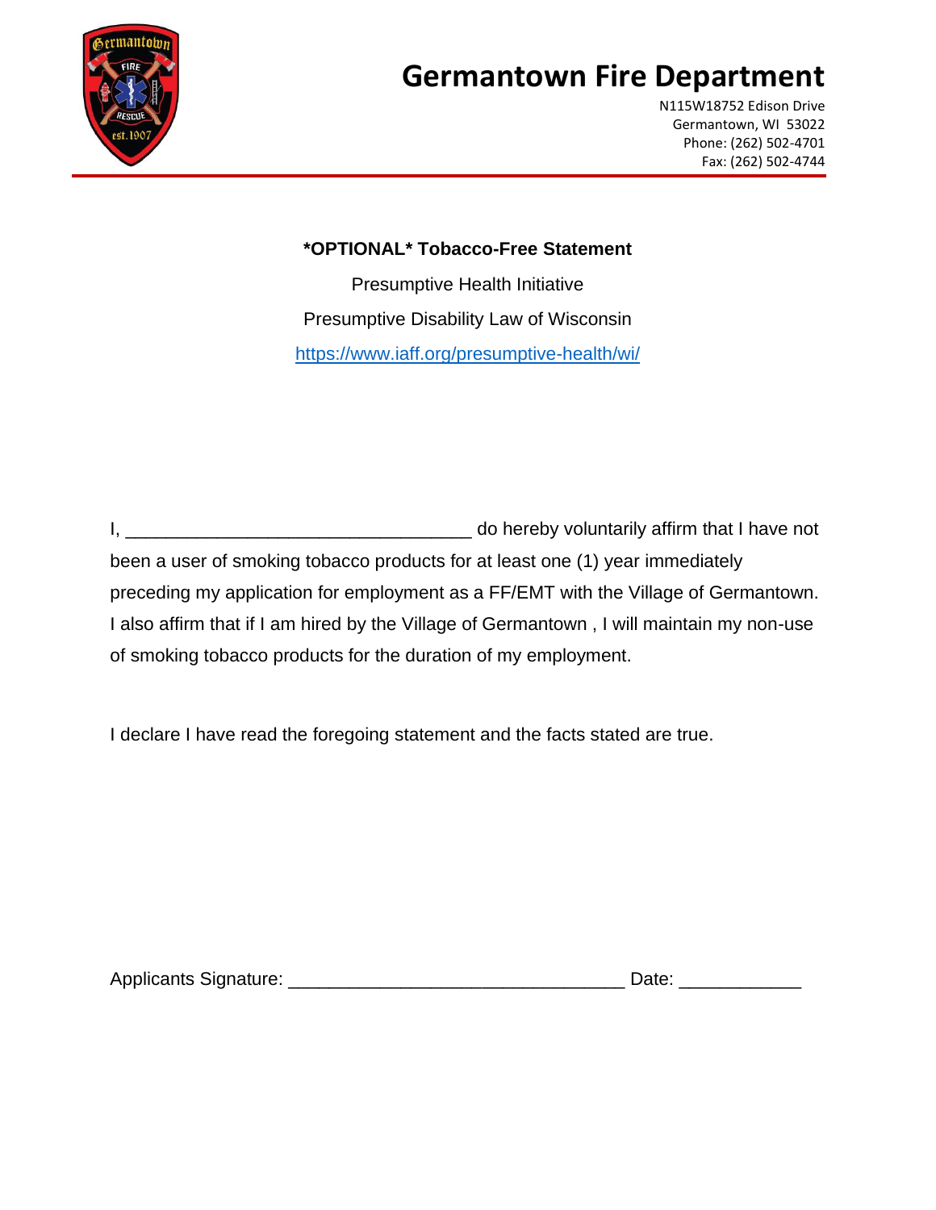# Germantown Fire Department

N115W18752 Edison Drive
Germantown, WI 53022
Phone: (262) 502-4701
Fax: (262) 502-4744

**\*OPTIONAL\* Tobacco-Free Statement**

Presumptive Health Initiative

Presumptive Disability Law of Wisconsin

https://www.iaff.org/presumptive-health/wi/

I, \_\_\_\_\_\_\_\_\_\_\_\_\_\_\_\_\_\_\_\_\_\_\_\_\_\_\_\_\_\_\_\_\_\_ do hereby voluntarily affirm that I have not been a user of smoking tobacco products for at least one (1) year immediately preceding my application for employment as a FF/EMT with the Village of Germantown. I also affirm that if I am hired by the Village of Germantown , I will maintain my non-use of smoking tobacco products for the duration of my employment.

I declare I have read the foregoing statement and the facts stated are true.

Applicants Signature: \_\_\_\_\_\_\_\_\_\_\_\_\_\_\_\_\_\_\_\_\_\_\_\_\_\_\_\_\_\_\_\_\_ Date: \_\_\_\_\_\_\_\_\_\_\_\_